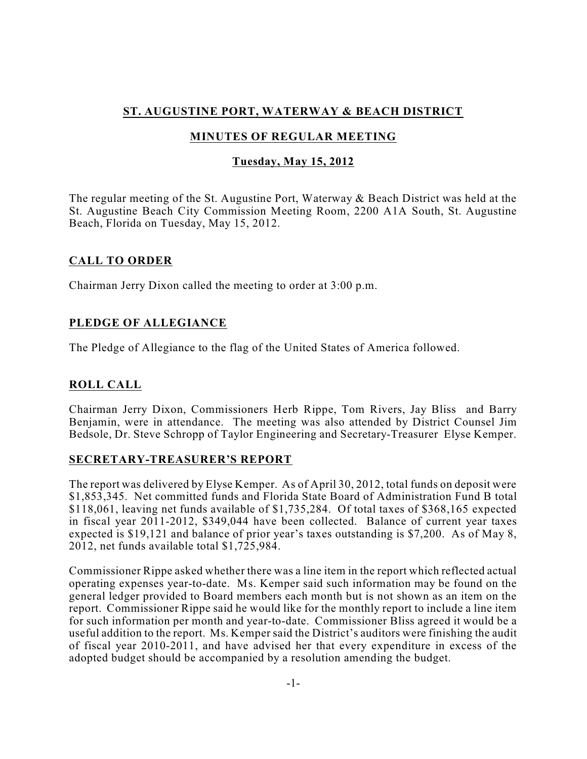# ST. AUGUSTINE PORT, WATERWAY & BEACH DISTRICT

## MINUTES OF REGULAR MEETING

### Tuesday, May 15, 2012

The regular meeting of the St. Augustine Port, Waterway & Beach District was held at the St. Augustine Beach City Commission Meeting Room, 2200 A1A South, St. Augustine Beach, Florida on Tuesday, May 15, 2012.

## CALL TO ORDER

Chairman Jerry Dixon called the meeting to order at 3:00 p.m.

## PLEDGE OF ALLEGIANCE

The Pledge of Allegiance to the flag of the United States of America followed.

## ROLL CALL

Chairman Jerry Dixon, Commissioners Herb Rippe, Tom Rivers, Jay Bliss and Barry Benjamin, were in attendance. The meeting was also attended by District Counsel Jim Bedsole, Dr. Steve Schropp of Taylor Engineering and Secretary-Treasurer Elyse Kemper.

## SECRETARY-TREASURER'S REPORT

The report was delivered by Elyse Kemper. As of April 30, 2012, total funds on deposit were $1,853,345. Net committed funds and Florida State Board of Administration Fund B total $118,061, leaving net funds available of $1,735,284. Of total taxes of $368,165 expected in fiscal year 2011-2012, $349,044 have been collected. Balance of current year taxes expected is $19,121 and balance of prior year's taxes outstanding is $7,200. As of May 8, 2012, net funds available total $1,725,984.

Commissioner Rippe asked whether there was a line item in the report which reflected actual operating expenses year-to-date. Ms. Kemper said such information may be found on the general ledger provided to Board members each month but is not shown as an item on the report. Commissioner Rippe said he would like for the monthly report to include a line item for such information per month and year-to-date. Commissioner Bliss agreed it would be a useful addition to the report. Ms. Kemper said the District's auditors were finishing the audit of fiscal year 2010-2011, and have advised her that every expenditure in excess of the adopted budget should be accompanied by a resolution amending the budget.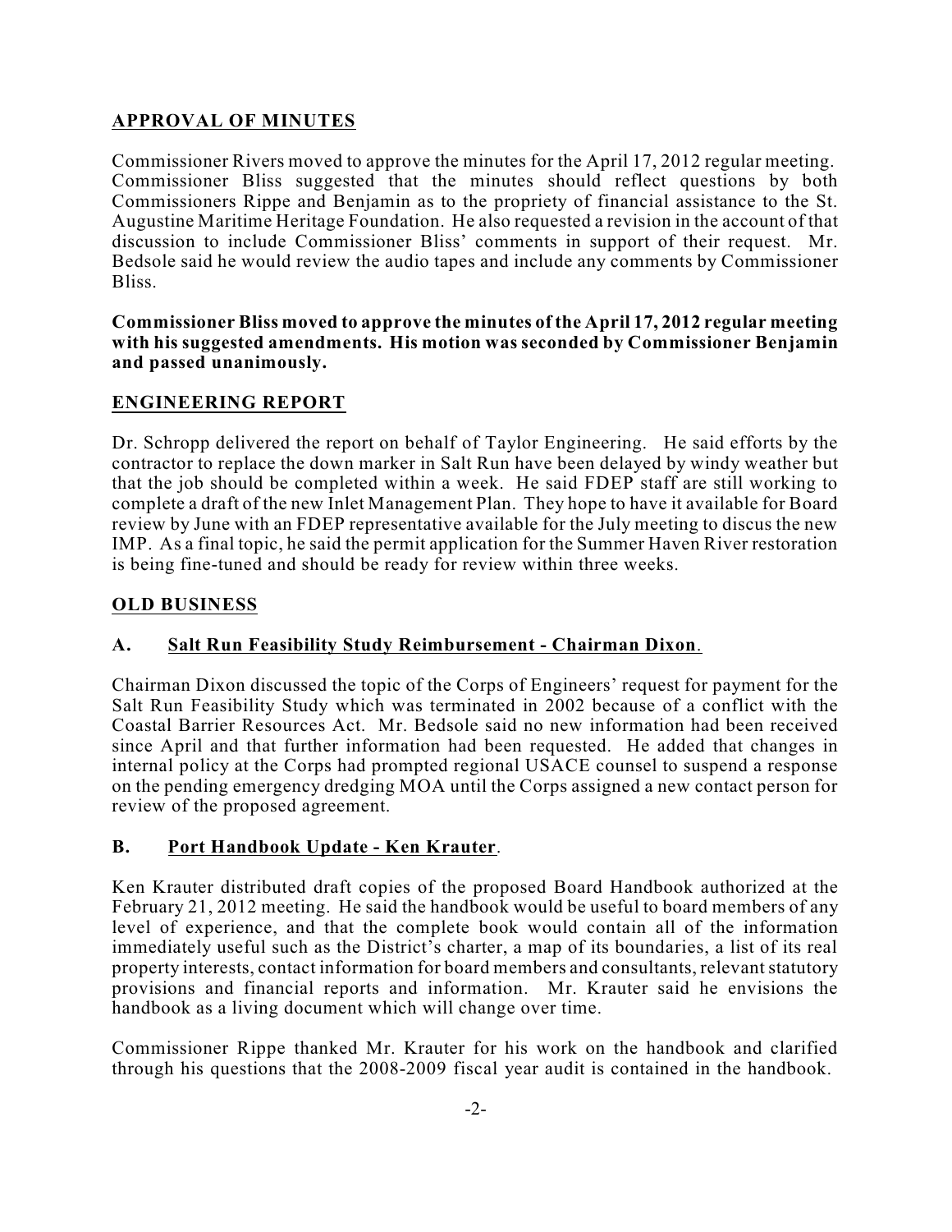## APPROVAL OF MINUTES

Commissioner Rivers moved to approve the minutes for the April 17, 2012 regular meeting. Commissioner Bliss suggested that the minutes should reflect questions by both Commissioners Rippe and Benjamin as to the propriety of financial assistance to the St. Augustine Maritime Heritage Foundation. He also requested a revision in the account of that discussion to include Commissioner Bliss' comments in support of their request. Mr. Bedsole said he would review the audio tapes and include any comments by Commissioner Bliss.

**Commissioner Bliss moved to approve the minutes of the April 17, 2012 regular meeting with his suggested amendments. His motion was seconded by Commissioner Benjamin and passed unanimously.**

## ENGINEERING REPORT

Dr. Schropp delivered the report on behalf of Taylor Engineering. He said efforts by the contractor to replace the down marker in Salt Run have been delayed by windy weather but that the job should be completed within a week. He said FDEP staff are still working to complete a draft of the new Inlet Management Plan. They hope to have it available for Board review by June with an FDEP representative available for the July meeting to discus the new IMP. As a final topic, he said the permit application for the Summer Haven River restoration is being fine-tuned and should be ready for review within three weeks.

## OLD BUSINESS

### A. Salt Run Feasibility Study Reimbursement - Chairman Dixon.

Chairman Dixon discussed the topic of the Corps of Engineers' request for payment for the Salt Run Feasibility Study which was terminated in 2002 because of a conflict with the Coastal Barrier Resources Act. Mr. Bedsole said no new information had been received since April and that further information had been requested. He added that changes in internal policy at the Corps had prompted regional USACE counsel to suspend a response on the pending emergency dredging MOA until the Corps assigned a new contact person for review of the proposed agreement.

### B. Port Handbook Update - Ken Krauter.

Ken Krauter distributed draft copies of the proposed Board Handbook authorized at the February 21, 2012 meeting. He said the handbook would be useful to board members of any level of experience, and that the complete book would contain all of the information immediately useful such as the District's charter, a map of its boundaries, a list of its real property interests, contact information for board members and consultants, relevant statutory provisions and financial reports and information. Mr. Krauter said he envisions the handbook as a living document which will change over time.

Commissioner Rippe thanked Mr. Krauter for his work on the handbook and clarified through his questions that the 2008-2009 fiscal year audit is contained in the handbook.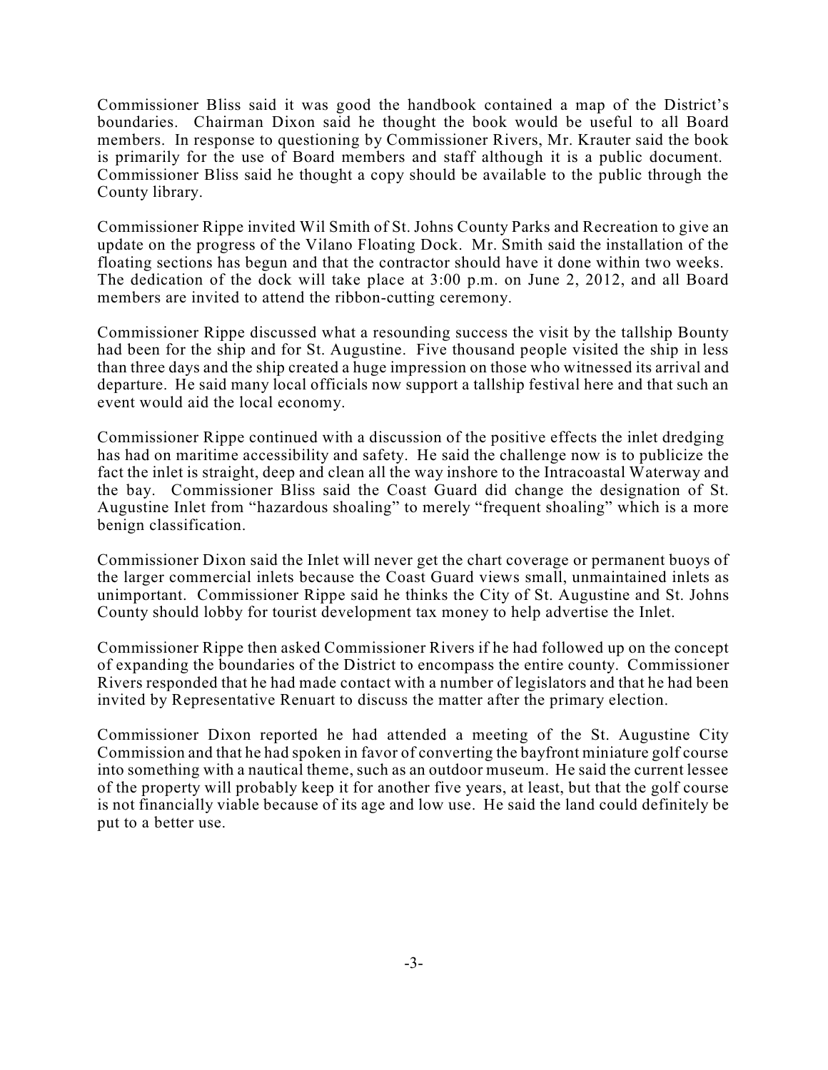Commissioner Bliss said it was good the handbook contained a map of the District's boundaries. Chairman Dixon said he thought the book would be useful to all Board members. In response to questioning by Commissioner Rivers, Mr. Krauter said the book is primarily for the use of Board members and staff although it is a public document. Commissioner Bliss said he thought a copy should be available to the public through the County library.

Commissioner Rippe invited Wil Smith of St. Johns County Parks and Recreation to give an update on the progress of the Vilano Floating Dock. Mr. Smith said the installation of the floating sections has begun and that the contractor should have it done within two weeks. The dedication of the dock will take place at 3:00 p.m. on June 2, 2012, and all Board members are invited to attend the ribbon-cutting ceremony.

Commissioner Rippe discussed what a resounding success the visit by the tallship Bounty had been for the ship and for St. Augustine. Five thousand people visited the ship in less than three days and the ship created a huge impression on those who witnessed its arrival and departure. He said many local officials now support a tallship festival here and that such an event would aid the local economy.

Commissioner Rippe continued with a discussion of the positive effects the inlet dredging has had on maritime accessibility and safety. He said the challenge now is to publicize the fact the inlet is straight, deep and clean all the way inshore to the Intracoastal Waterway and the bay. Commissioner Bliss said the Coast Guard did change the designation of St. Augustine Inlet from "hazardous shoaling" to merely "frequent shoaling" which is a more benign classification.

Commissioner Dixon said the Inlet will never get the chart coverage or permanent buoys of the larger commercial inlets because the Coast Guard views small, unmaintained inlets as unimportant. Commissioner Rippe said he thinks the City of St. Augustine and St. Johns County should lobby for tourist development tax money to help advertise the Inlet.

Commissioner Rippe then asked Commissioner Rivers if he had followed up on the concept of expanding the boundaries of the District to encompass the entire county. Commissioner Rivers responded that he had made contact with a number of legislators and that he had been invited by Representative Renuart to discuss the matter after the primary election.

Commissioner Dixon reported he had attended a meeting of the St. Augustine City Commission and that he had spoken in favor of converting the bayfront miniature golf course into something with a nautical theme, such as an outdoor museum. He said the current lessee of the property will probably keep it for another five years, at least, but that the golf course is not financially viable because of its age and low use. He said the land could definitely be put to a better use.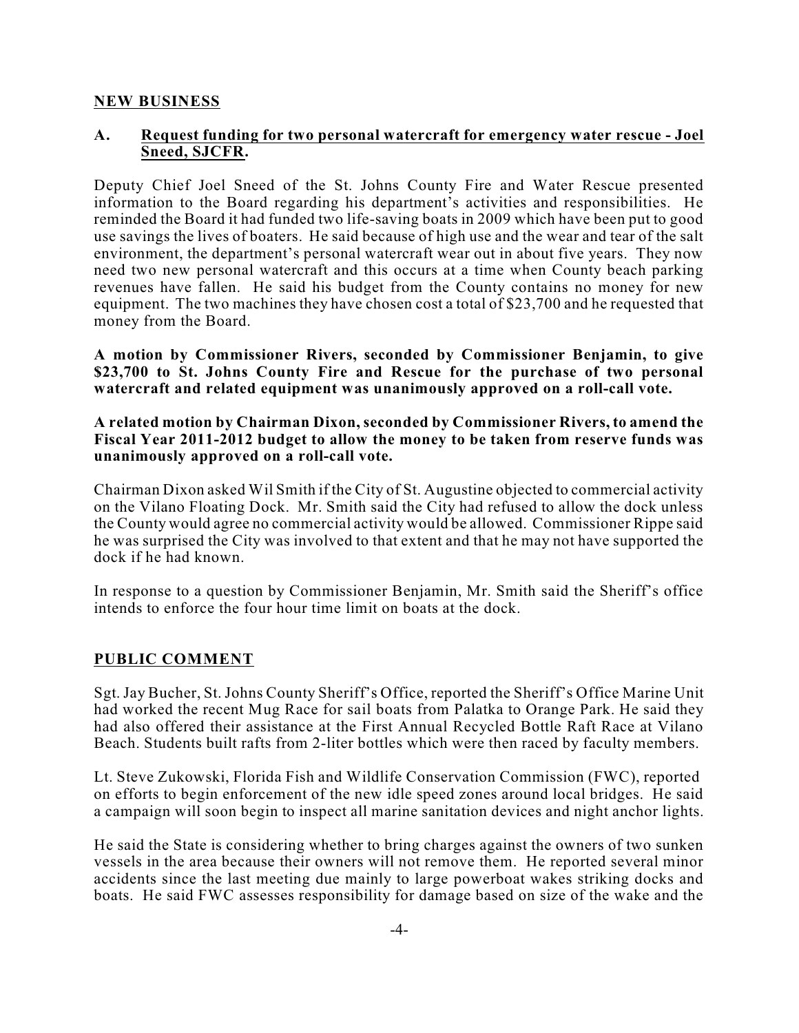## NEW BUSINESS

### A. Request funding for two personal watercraft for emergency water rescue - Joel Sneed, SJCFR.

Deputy Chief Joel Sneed of the St. Johns County Fire and Water Rescue presented information to the Board regarding his department's activities and responsibilities. He reminded the Board it had funded two life-saving boats in 2009 which have been put to good use savings the lives of boaters. He said because of high use and the wear and tear of the salt environment, the department's personal watercraft wear out in about five years. They now need two new personal watercraft and this occurs at a time when County beach parking revenues have fallen. He said his budget from the County contains no money for new equipment. The two machines they have chosen cost a total of $23,700 and he requested that money from the Board.

**A motion by Commissioner Rivers, seconded by Commissioner Benjamin, to give $23,700 to St. Johns County Fire and Rescue for the purchase of two personal watercraft and related equipment was unanimously approved on a roll-call vote.**

**A related motion by Chairman Dixon, seconded by Commissioner Rivers, to amend the Fiscal Year 2011-2012 budget to allow the money to be taken from reserve funds was unanimously approved on a roll-call vote.**

Chairman Dixon asked Wil Smith if the City of St. Augustine objected to commercial activity on the Vilano Floating Dock. Mr. Smith said the City had refused to allow the dock unless the County would agree no commercial activity would be allowed. Commissioner Rippe said he was surprised the City was involved to that extent and that he may not have supported the dock if he had known.

In response to a question by Commissioner Benjamin, Mr. Smith said the Sheriff's office intends to enforce the four hour time limit on boats at the dock.

## PUBLIC COMMENT

Sgt. Jay Bucher, St. Johns County Sheriff's Office, reported the Sheriff's Office Marine Unit had worked the recent Mug Race for sail boats from Palatka to Orange Park. He said they had also offered their assistance at the First Annual Recycled Bottle Raft Race at Vilano Beach. Students built rafts from 2-liter bottles which were then raced by faculty members.

Lt. Steve Zukowski, Florida Fish and Wildlife Conservation Commission (FWC), reported on efforts to begin enforcement of the new idle speed zones around local bridges. He said a campaign will soon begin to inspect all marine sanitation devices and night anchor lights.

He said the State is considering whether to bring charges against the owners of two sunken vessels in the area because their owners will not remove them. He reported several minor accidents since the last meeting due mainly to large powerboat wakes striking docks and boats. He said FWC assesses responsibility for damage based on size of the wake and the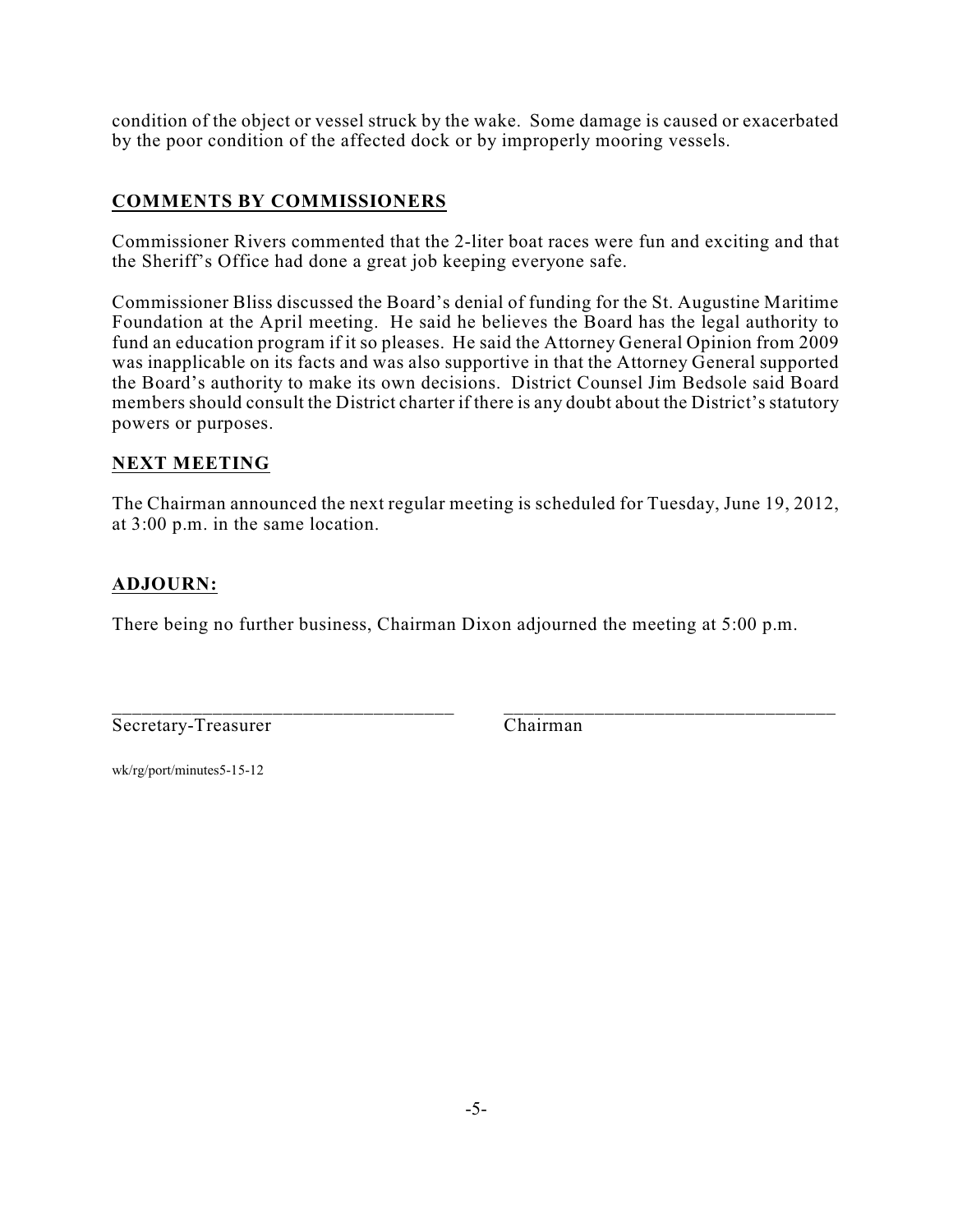condition of the object or vessel struck by the wake. Some damage is caused or exacerbated by the poor condition of the affected dock or by improperly mooring vessels.

## COMMENTS BY COMMISSIONERS

Commissioner Rivers commented that the 2-liter boat races were fun and exciting and that the Sheriff's Office had done a great job keeping everyone safe.

Commissioner Bliss discussed the Board's denial of funding for the St. Augustine Maritime Foundation at the April meeting. He said he believes the Board has the legal authority to fund an education program if it so pleases. He said the Attorney General Opinion from 2009 was inapplicable on its facts and was also supportive in that the Attorney General supported the Board's authority to make its own decisions. District Counsel Jim Bedsole said Board members should consult the District charter if there is any doubt about the District's statutory powers or purposes.

## NEXT MEETING

The Chairman announced the next regular meeting is scheduled for Tuesday, June 19, 2012, at 3:00 p.m. in the same location.

## ADJOURN:

There being no further business, Chairman Dixon adjourned the meeting at 5:00 p.m.

___________________________________ Secretary-Treasurer

___________________________________ Chairman

wk/rg/port/minutes5-15-12